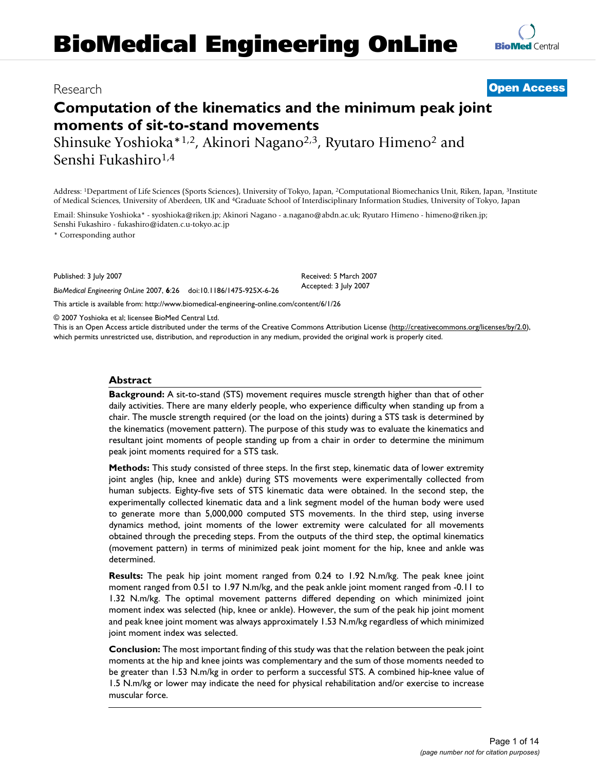# BioMedical Engineering OnLine

Research

**Open Access**

# Computation of the kinematics and the minimum peak joint moments of sit-to-stand movements

Shinsuke Yoshioka*[1,2], Akinori Nagano[2,3], Ryutaro Himeno[2] and Senshi Fukashiro[1,4]

Address: [1]Department of Life Sciences (Sports Sciences), University of Tokyo, Japan, [2]Computational Biomechanics Unit, Riken, Japan, [3]Institute of Medical Sciences, University of Aberdeen, UK and [4]Graduate School of Interdisciplinary Information Studies, University of Tokyo, Japan

Email: Shinsuke Yoshioka* - syoshioka@riken.jp; Akinori Nagano - a.nagano@abdn.ac.uk; Ryutaro Himeno - himeno@riken.jp; Senshi Fukashiro - fukashiro@idaten.c.u-tokyo.ac.jp

\* Corresponding author

Published: 3 July 2007

*BioMedical Engineering OnLine* 2007, **6**:26 doi:10.1186/1475-925X-6-26

Received: 5 March 2007
Accepted: 3 July 2007

This article is available from: http://www.biomedical-engineering-online.com/content/6/1/26

© 2007 Yoshioka et al; licensee BioMed Central Ltd.
This is an Open Access article distributed under the terms of the Creative Commons Attribution License (http://creativecommons.org/licenses/by/2.0), which permits unrestricted use, distribution, and reproduction in any medium, provided the original work is properly cited.

## Abstract

**Background:** A sit-to-stand (STS) movement requires muscle strength higher than that of other daily activities. There are many elderly people, who experience difficulty when standing up from a chair. The muscle strength required (or the load on the joints) during a STS task is determined by the kinematics (movement pattern). The purpose of this study was to evaluate the kinematics and resultant joint moments of people standing up from a chair in order to determine the minimum peak joint moments required for a STS task.

**Methods:** This study consisted of three steps. In the first step, kinematic data of lower extremity joint angles (hip, knee and ankle) during STS movements were experimentally collected from human subjects. Eighty-five sets of STS kinematic data were obtained. In the second step, the experimentally collected kinematic data and a link segment model of the human body were used to generate more than 5,000,000 computed STS movements. In the third step, using inverse dynamics method, joint moments of the lower extremity were calculated for all movements obtained through the preceding steps. From the outputs of the third step, the optimal kinematics (movement pattern) in terms of minimized peak joint moment for the hip, knee and ankle was determined.

**Results:** The peak hip joint moment ranged from 0.24 to 1.92 N.m/kg. The peak knee joint moment ranged from 0.51 to 1.97 N.m/kg, and the peak ankle joint moment ranged from -0.11 to 1.32 N.m/kg. The optimal movement patterns differed depending on which minimized joint moment index was selected (hip, knee or ankle). However, the sum of the peak hip joint moment and peak knee joint moment was always approximately 1.53 N.m/kg regardless of which minimized joint moment index was selected.

**Conclusion:** The most important finding of this study was that the relation between the peak joint moments at the hip and knee joints was complementary and the sum of those moments needed to be greater than 1.53 N.m/kg in order to perform a successful STS. A combined hip-knee value of 1.5 N.m/kg or lower may indicate the need for physical rehabilitation and/or exercise to increase muscular force.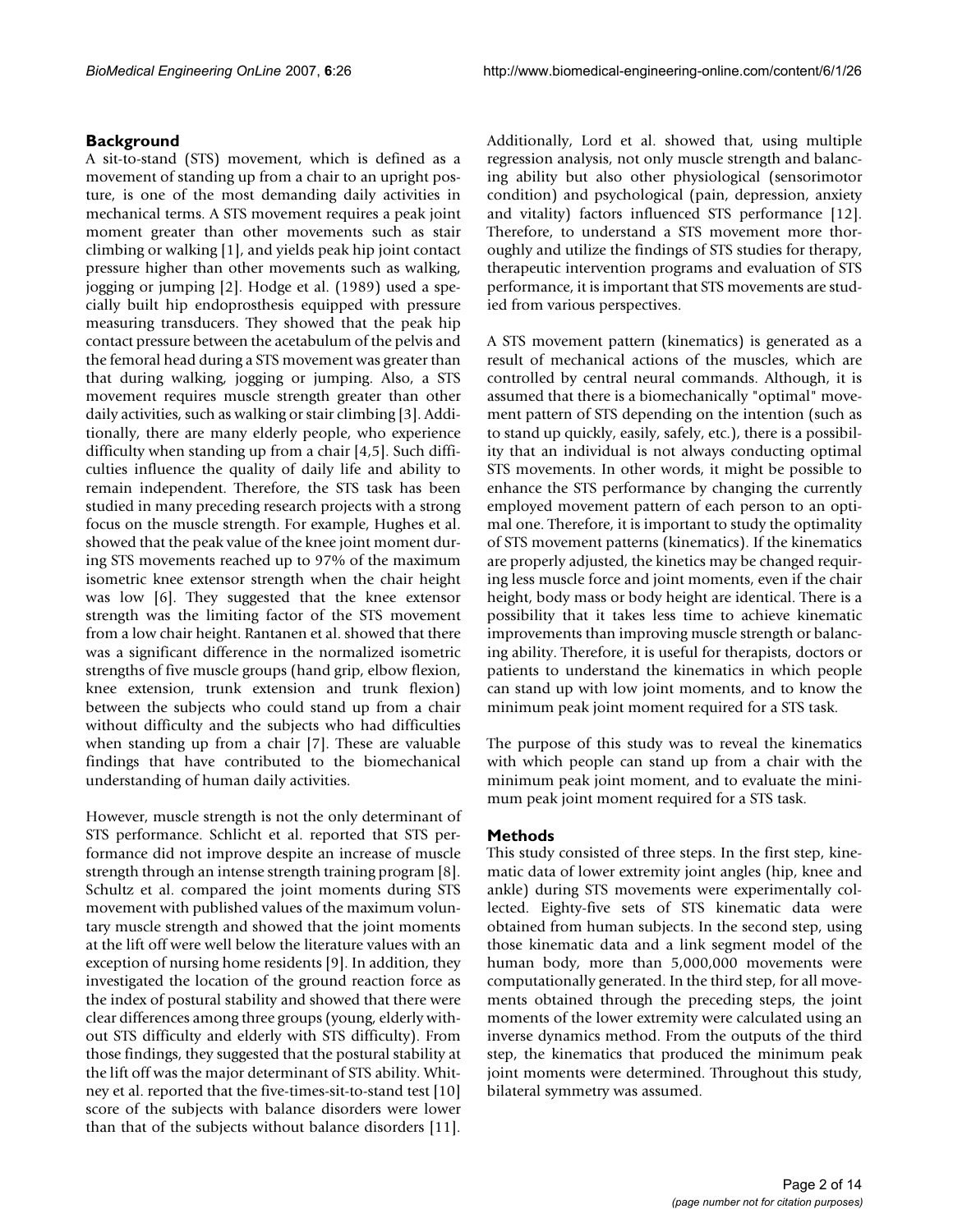## Background

A sit-to-stand (STS) movement, which is defined as a movement of standing up from a chair to an upright posture, is one of the most demanding daily activities in mechanical terms. A STS movement requires a peak joint moment greater than other movements such as stair climbing or walking [1], and yields peak hip joint contact pressure higher than other movements such as walking, jogging or jumping [2]. Hodge et al. (1989) used a specially built hip endoprosthesis equipped with pressure measuring transducers. They showed that the peak hip contact pressure between the acetabulum of the pelvis and the femoral head during a STS movement was greater than that during walking, jogging or jumping. Also, a STS movement requires muscle strength greater than other daily activities, such as walking or stair climbing [3]. Additionally, there are many elderly people, who experience difficulty when standing up from a chair [4,5]. Such difficulties influence the quality of daily life and ability to remain independent. Therefore, the STS task has been studied in many preceding research projects with a strong focus on the muscle strength. For example, Hughes et al. showed that the peak value of the knee joint moment during STS movements reached up to 97% of the maximum isometric knee extensor strength when the chair height was low [6]. They suggested that the knee extensor strength was the limiting factor of the STS movement from a low chair height. Rantanen et al. showed that there was a significant difference in the normalized isometric strengths of five muscle groups (hand grip, elbow flexion, knee extension, trunk extension and trunk flexion) between the subjects who could stand up from a chair without difficulty and the subjects who had difficulties when standing up from a chair [7]. These are valuable findings that have contributed to the biomechanical understanding of human daily activities.

However, muscle strength is not the only determinant of STS performance. Schlicht et al. reported that STS performance did not improve despite an increase of muscle strength through an intense strength training program [8]. Schultz et al. compared the joint moments during STS movement with published values of the maximum voluntary muscle strength and showed that the joint moments at the lift off were well below the literature values with an exception of nursing home residents [9]. In addition, they investigated the location of the ground reaction force as the index of postural stability and showed that there were clear differences among three groups (young, elderly without STS difficulty and elderly with STS difficulty). From those findings, they suggested that the postural stability at the lift off was the major determinant of STS ability. Whitney et al. reported that the five-times-sit-to-stand test [10] score of the subjects with balance disorders were lower than that of the subjects without balance disorders [11]. Additionally, Lord et al. showed that, using multiple regression analysis, not only muscle strength and balancing ability but also other physiological (sensorimotor condition) and psychological (pain, depression, anxiety and vitality) factors influenced STS performance [12]. Therefore, to understand a STS movement more thoroughly and utilize the findings of STS studies for therapy, therapeutic intervention programs and evaluation of STS performance, it is important that STS movements are studied from various perspectives.

A STS movement pattern (kinematics) is generated as a result of mechanical actions of the muscles, which are controlled by central neural commands. Although, it is assumed that there is a biomechanically "optimal" movement pattern of STS depending on the intention (such as to stand up quickly, easily, safely, etc.), there is a possibility that an individual is not always conducting optimal STS movements. In other words, it might be possible to enhance the STS performance by changing the currently employed movement pattern of each person to an optimal one. Therefore, it is important to study the optimality of STS movement patterns (kinematics). If the kinematics are properly adjusted, the kinetics may be changed requiring less muscle force and joint moments, even if the chair height, body mass or body height are identical. There is a possibility that it takes less time to achieve kinematic improvements than improving muscle strength or balancing ability. Therefore, it is useful for therapists, doctors or patients to understand the kinematics in which people can stand up with low joint moments, and to know the minimum peak joint moment required for a STS task.

The purpose of this study was to reveal the kinematics with which people can stand up from a chair with the minimum peak joint moment, and to evaluate the minimum peak joint moment required for a STS task.

## Methods

This study consisted of three steps. In the first step, kinematic data of lower extremity joint angles (hip, knee and ankle) during STS movements were experimentally collected. Eighty-five sets of STS kinematic data were obtained from human subjects. In the second step, using those kinematic data and a link segment model of the human body, more than 5,000,000 movements were computationally generated. In the third step, for all movements obtained through the preceding steps, the joint moments of the lower extremity were calculated using an inverse dynamics method. From the outputs of the third step, the kinematics that produced the minimum peak joint moments were determined. Throughout this study, bilateral symmetry was assumed.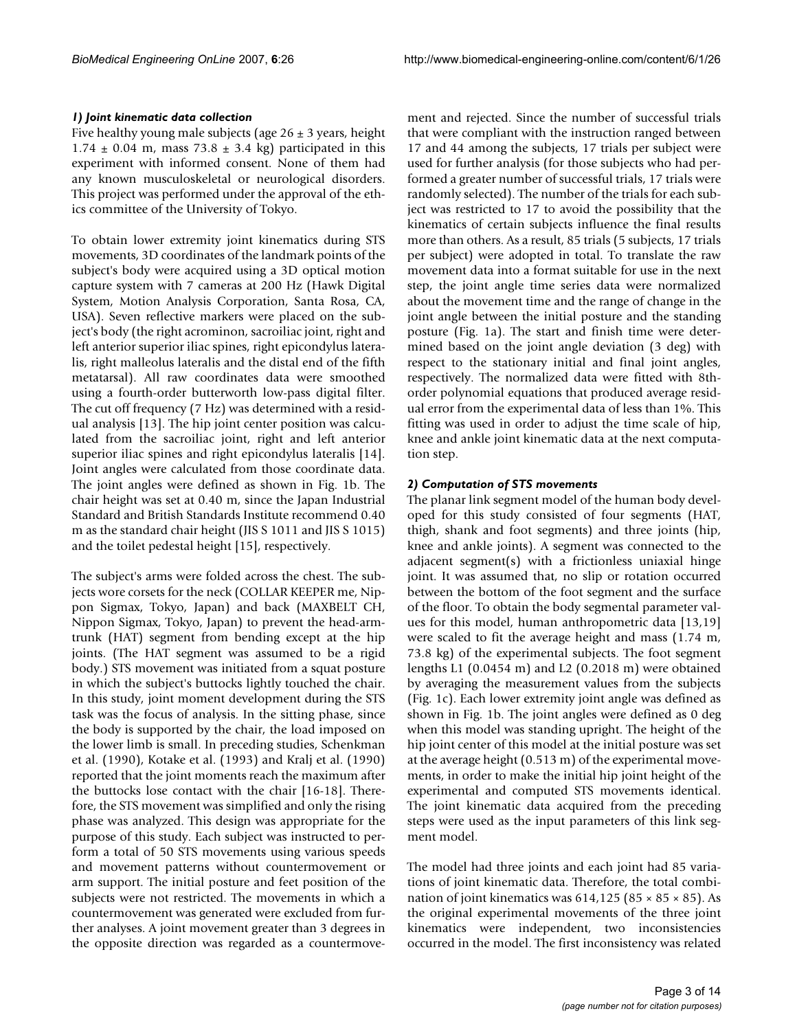### *1) Joint kinematic data collection*

Five healthy young male subjects (age 26 ± 3 years, height 1.74 ± 0.04 m, mass 73.8 ± 3.4 kg) participated in this experiment with informed consent. None of them had any known musculoskeletal or neurological disorders. This project was performed under the approval of the ethics committee of the University of Tokyo.

To obtain lower extremity joint kinematics during STS movements, 3D coordinates of the landmark points of the subject's body were acquired using a 3D optical motion capture system with 7 cameras at 200 Hz (Hawk Digital System, Motion Analysis Corporation, Santa Rosa, CA, USA). Seven reflective markers were placed on the subject's body (the right acrominon, sacroiliac joint, right and left anterior superior iliac spines, right epicondylus lateralis, right malleolus lateralis and the distal end of the fifth metatarsal). All raw coordinates data were smoothed using a fourth-order butterworth low-pass digital filter. The cut off frequency (7 Hz) was determined with a residual analysis [13]. The hip joint center position was calculated from the sacroiliac joint, right and left anterior superior iliac spines and right epicondylus lateralis [14]. Joint angles were calculated from those coordinate data. The joint angles were defined as shown in Fig. 1b. The chair height was set at 0.40 m, since the Japan Industrial Standard and British Standards Institute recommend 0.40 m as the standard chair height (JIS S 1011 and JIS S 1015) and the toilet pedestal height [15], respectively.

The subject's arms were folded across the chest. The subjects wore corsets for the neck (COLLAR KEEPER me, Nippon Sigmax, Tokyo, Japan) and back (MAXBELT CH, Nippon Sigmax, Tokyo, Japan) to prevent the head-arm-trunk (HAT) segment from bending except at the hip joints. (The HAT segment was assumed to be a rigid body.) STS movement was initiated from a squat posture in which the subject's buttocks lightly touched the chair. In this study, joint moment development during the STS task was the focus of analysis. In the sitting phase, since the body is supported by the chair, the load imposed on the lower limb is small. In preceding studies, Schenkman et al. (1990), Kotake et al. (1993) and Kralj et al. (1990) reported that the joint moments reach the maximum after the buttocks lose contact with the chair [16-18]. Therefore, the STS movement was simplified and only the rising phase was analyzed. This design was appropriate for the purpose of this study. Each subject was instructed to perform a total of 50 STS movements using various speeds and movement patterns without countermovement or arm support. The initial posture and feet position of the subjects were not restricted. The movements in which a countermovement was generated were excluded from further analyses. A joint movement greater than 3 degrees in the opposite direction was regarded as a countermovement and rejected. Since the number of successful trials that were compliant with the instruction ranged between 17 and 44 among the subjects, 17 trials per subject were used for further analysis (for those subjects who had performed a greater number of successful trials, 17 trials were randomly selected). The number of the trials for each subject was restricted to 17 to avoid the possibility that the kinematics of certain subjects influence the final results more than others. As a result, 85 trials (5 subjects, 17 trials per subject) were adopted in total. To translate the raw movement data into a format suitable for use in the next step, the joint angle time series data were normalized about the movement time and the range of change in the joint angle between the initial posture and the standing posture (Fig. 1a). The start and finish time were determined based on the joint angle deviation (3 deg) with respect to the stationary initial and final joint angles, respectively. The normalized data were fitted with 8th-order polynomial equations that produced average residual error from the experimental data of less than 1%. This fitting was used in order to adjust the time scale of hip, knee and ankle joint kinematic data at the next computation step.

### *2) Computation of STS movements*

The planar link segment model of the human body developed for this study consisted of four segments (HAT, thigh, shank and foot segments) and three joints (hip, knee and ankle joints). A segment was connected to the adjacent segment(s) with a frictionless uniaxial hinge joint. It was assumed that, no slip or rotation occurred between the bottom of the foot segment and the surface of the floor. To obtain the body segmental parameter values for this model, human anthropometric data [13,19] were scaled to fit the average height and mass (1.74 m, 73.8 kg) of the experimental subjects. The foot segment lengths L1 (0.0454 m) and L2 (0.2018 m) were obtained by averaging the measurement values from the subjects (Fig. 1c). Each lower extremity joint angle was defined as shown in Fig. 1b. The joint angles were defined as 0 deg when this model was standing upright. The height of the hip joint center of this model at the initial posture was set at the average height (0.513 m) of the experimental movements, in order to make the initial hip joint height of the experimental and computed STS movements identical. The joint kinematic data acquired from the preceding steps were used as the input parameters of this link segment model.

The model had three joints and each joint had 85 variations of joint kinematic data. Therefore, the total combination of joint kinematics was 614,125 (85 × 85 × 85). As the original experimental movements of the three joint kinematics were independent, two inconsistencies occurred in the model. The first inconsistency was related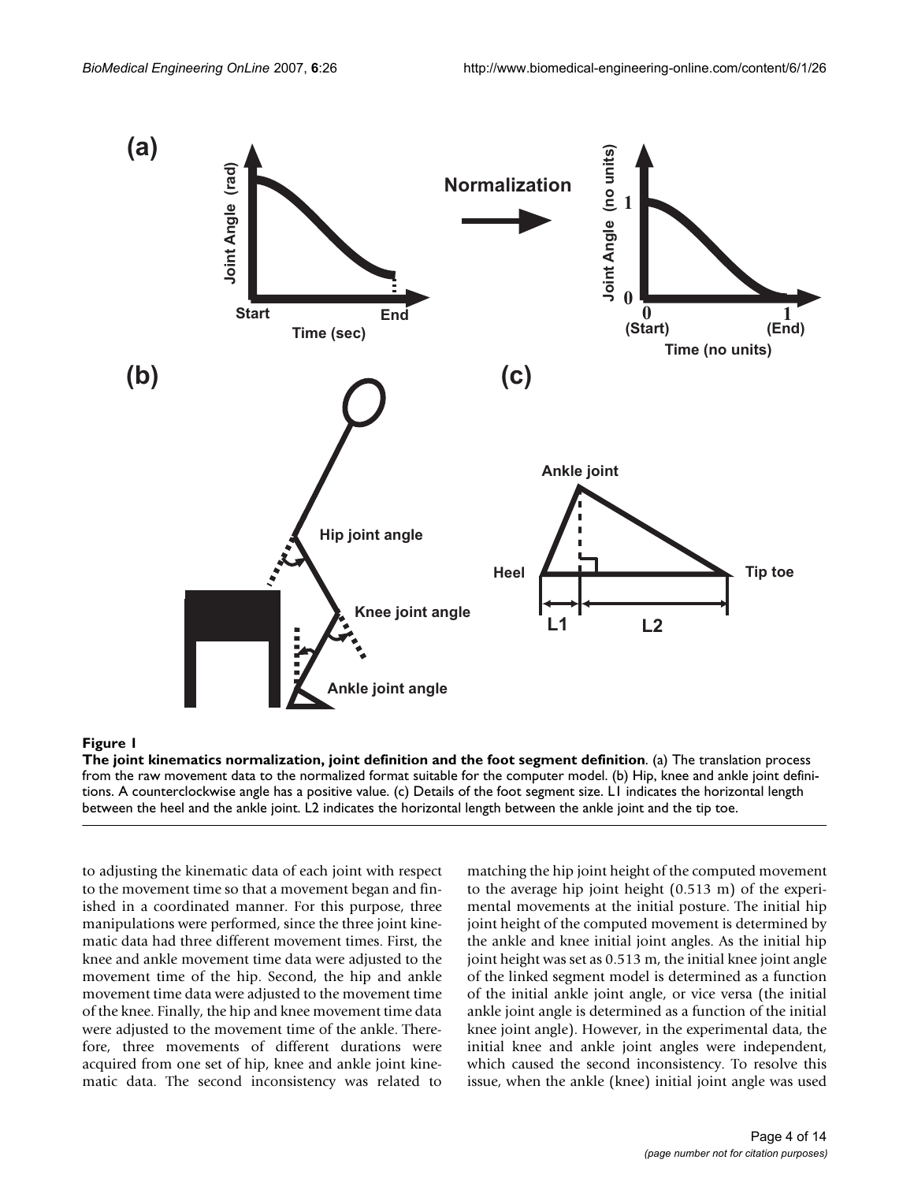**Figure 1**

**The joint kinematics normalization, joint definition and the foot segment definition**. (a) The translation process from the raw movement data to the normalized format suitable for the computer model. (b) Hip, knee and ankle joint definitions. A counterclockwise angle has a positive value. (c) Details of the foot segment size. L1 indicates the horizontal length between the heel and the ankle joint. L2 indicates the horizontal length between the ankle joint and the tip toe.

to adjusting the kinematic data of each joint with respect to the movement time so that a movement began and finished in a coordinated manner. For this purpose, three manipulations were performed, since the three joint kinematic data had three different movement times. First, the knee and ankle movement time data were adjusted to the movement time of the hip. Second, the hip and ankle movement time data were adjusted to the movement time of the knee. Finally, the hip and knee movement time data were adjusted to the movement time of the ankle. Therefore, three movements of different durations were acquired from one set of hip, knee and ankle joint kinematic data. The second inconsistency was related to matching the hip joint height of the computed movement to the average hip joint height (0.513 m) of the experimental movements at the initial posture. The initial hip joint height of the computed movement is determined by the ankle and knee initial joint angles. As the initial hip joint height was set as 0.513 m, the initial knee joint angle of the linked segment model is determined as a function of the initial ankle joint angle, or vice versa (the initial ankle joint angle is determined as a function of the initial knee joint angle). However, in the experimental data, the initial knee and ankle joint angles were independent, which caused the second inconsistency. To resolve this issue, when the ankle (knee) initial joint angle was used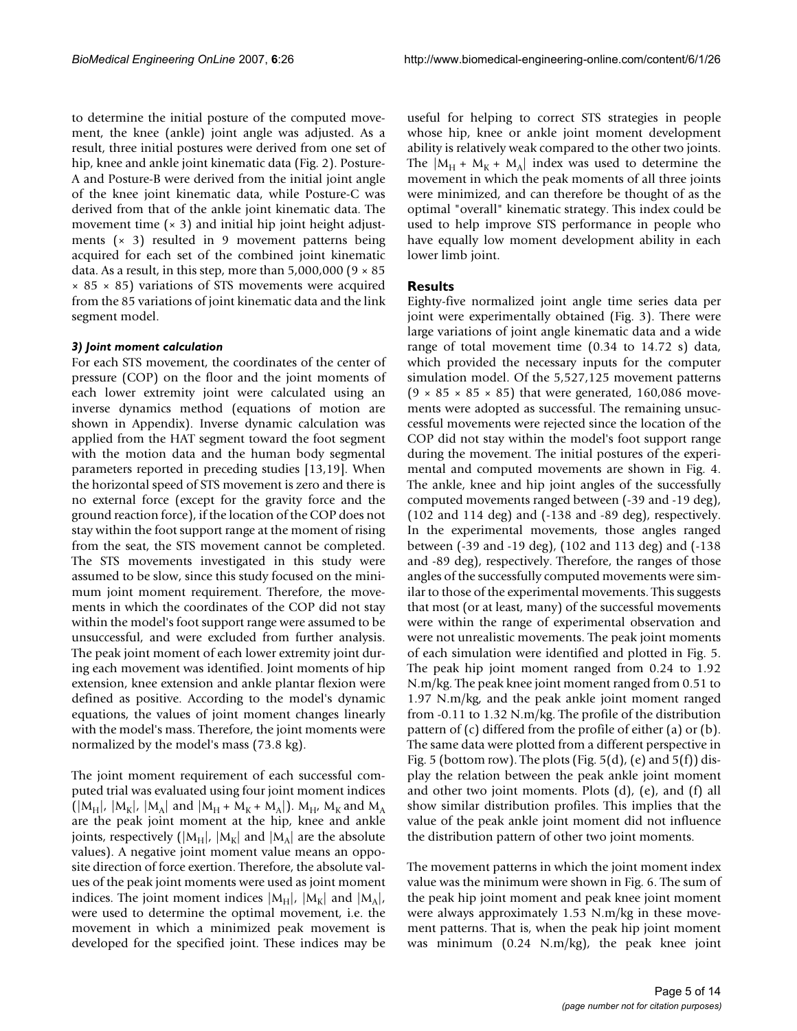to determine the initial posture of the computed movement, the knee (ankle) joint angle was adjusted. As a result, three initial postures were derived from one set of hip, knee and ankle joint kinematic data (Fig. 2). Posture-A and Posture-B were derived from the initial joint angle of the knee joint kinematic data, while Posture-C was derived from that of the ankle joint kinematic data. The movement time (× 3) and initial hip joint height adjustments (× 3) resulted in 9 movement patterns being acquired for each set of the combined joint kinematic data. As a result, in this step, more than 5,000,000 (9 × 85 × 85 × 85) variations of STS movements were acquired from the 85 variations of joint kinematic data and the link segment model.

### *3) Joint moment calculation*

For each STS movement, the coordinates of the center of pressure (COP) on the floor and the joint moments of each lower extremity joint were calculated using an inverse dynamics method (equations of motion are shown in Appendix). Inverse dynamic calculation was applied from the HAT segment toward the foot segment with the motion data and the human body segmental parameters reported in preceding studies [13,19]. When the horizontal speed of STS movement is zero and there is no external force (except for the gravity force and the ground reaction force), if the location of the COP does not stay within the foot support range at the moment of rising from the seat, the STS movement cannot be completed. The STS movements investigated in this study were assumed to be slow, since this study focused on the minimum joint moment requirement. Therefore, the movements in which the coordinates of the COP did not stay within the model's foot support range were assumed to be unsuccessful, and were excluded from further analysis. The peak joint moment of each lower extremity joint during each movement was identified. Joint moments of hip extension, knee extension and ankle plantar flexion were defined as positive. According to the model's dynamic equations, the values of joint moment changes linearly with the model's mass. Therefore, the joint moments were normalized by the model's mass (73.8 kg).

The joint moment requirement of each successful computed trial was evaluated using four joint moment indices ($|M_H|$, $|M_K|$, $|M_A|$ and $|M_H + M_K + M_A|$). $M_H$, $M_K$ and $M_A$ are the peak joint moment at the hip, knee and ankle joints, respectively ($|M_H|$, $|M_K|$ and $|M_A|$ are the absolute values). A negative joint moment value means an opposite direction of force exertion. Therefore, the absolute values of the peak joint moments were used as joint moment indices. The joint moment indices $|M_H|$, $|M_K|$ and $|M_A|$, were used to determine the optimal movement, i.e. the movement in which a minimized peak movement is developed for the specified joint. These indices may be useful for helping to correct STS strategies in people whose hip, knee or ankle joint moment development ability is relatively weak compared to the other two joints. The $|M_H + M_K + M_A|$ index was used to determine the movement in which the peak moments of all three joints were minimized, and can therefore be thought of as the optimal "overall" kinematic strategy. This index could be used to help improve STS performance in people who have equally low moment development ability in each lower limb joint.

## Results

Eighty-five normalized joint angle time series data per joint were experimentally obtained (Fig. 3). There were large variations of joint angle kinematic data and a wide range of total movement time (0.34 to 14.72 s) data, which provided the necessary inputs for the computer simulation model. Of the 5,527,125 movement patterns (9 × 85 × 85 × 85) that were generated, 160,086 movements were adopted as successful. The remaining unsuccessful movements were rejected since the location of the COP did not stay within the model's foot support range during the movement. The initial postures of the experimental and computed movements are shown in Fig. 4. The ankle, knee and hip joint angles of the successfully computed movements ranged between (-39 and -19 deg), (102 and 114 deg) and (-138 and -89 deg), respectively. In the experimental movements, those angles ranged between (-39 and -19 deg), (102 and 113 deg) and (-138 and -89 deg), respectively. Therefore, the ranges of those angles of the successfully computed movements were similar to those of the experimental movements. This suggests that most (or at least, many) of the successful movements were within the range of experimental observation and were not unrealistic movements. The peak joint moments of each simulation were identified and plotted in Fig. 5. The peak hip joint moment ranged from 0.24 to 1.92 N.m/kg. The peak knee joint moment ranged from 0.51 to 1.97 N.m/kg, and the peak ankle joint moment ranged from -0.11 to 1.32 N.m/kg. The profile of the distribution pattern of (c) differed from the profile of either (a) or (b). The same data were plotted from a different perspective in Fig. 5 (bottom row). The plots (Fig. 5(d), (e) and 5(f)) display the relation between the peak ankle joint moment and other two joint moments. Plots (d), (e), and (f) all show similar distribution profiles. This implies that the value of the peak ankle joint moment did not influence the distribution pattern of other two joint moments.

The movement patterns in which the joint moment index value was the minimum were shown in Fig. 6. The sum of the peak hip joint moment and peak knee joint moment were always approximately 1.53 N.m/kg in these movement patterns. That is, when the peak hip joint moment was minimum (0.24 N.m/kg), the peak knee joint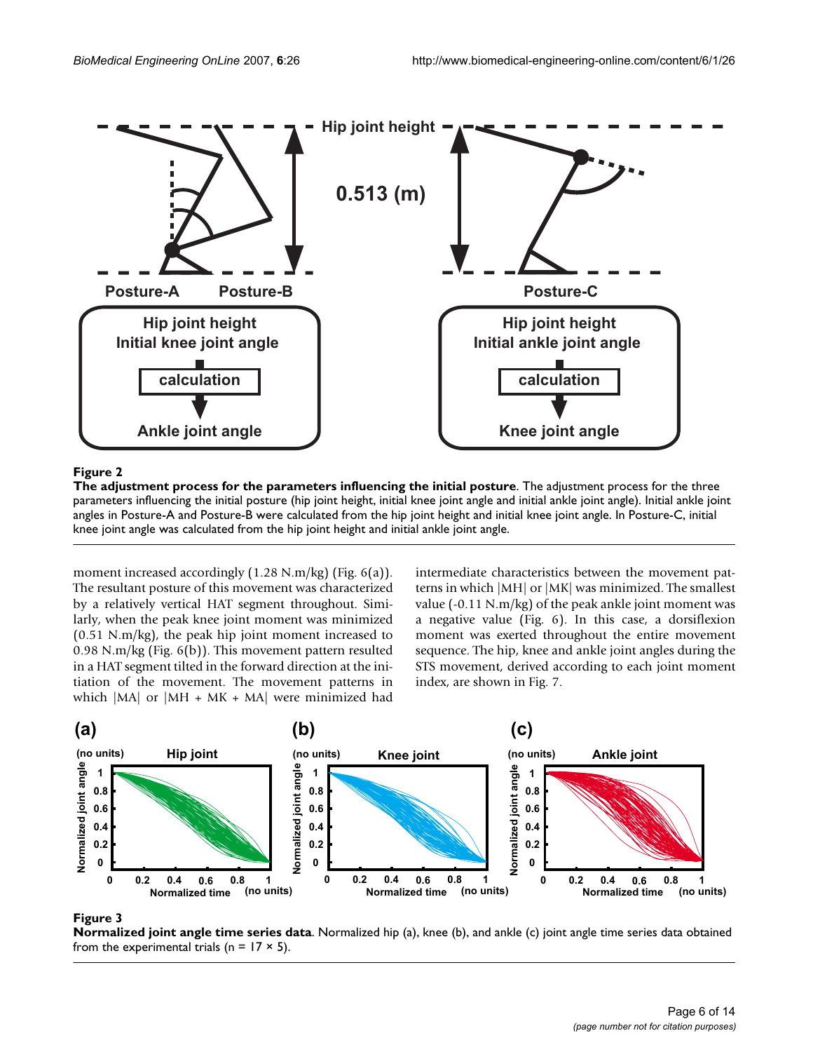**Figure 2**

**The adjustment process for the parameters influencing the initial posture**. The adjustment process for the three parameters influencing the initial posture (hip joint height, initial knee joint angle and initial ankle joint angle). Initial ankle joint angles in Posture-A and Posture-B were calculated from the hip joint height and initial knee joint angle. In Posture-C, initial knee joint angle was calculated from the hip joint height and initial ankle joint angle.

moment increased accordingly (1.28 N.m/kg) (Fig. 6(a)). The resultant posture of this movement was characterized by a relatively vertical HAT segment throughout. Similarly, when the peak knee joint moment was minimized (0.51 N.m/kg), the peak hip joint moment increased to 0.98 N.m/kg (Fig. 6(b)). This movement pattern resulted in a HAT segment tilted in the forward direction at the initiation of the movement. The movement patterns in which |MA| or |MH + MK + MA| were minimized had intermediate characteristics between the movement patterns in which |MH| or |MK| was minimized. The smallest value (-0.11 N.m/kg) of the peak ankle joint moment was a negative value (Fig. 6). In this case, a dorsiflexion moment was exerted throughout the entire movement sequence. The hip, knee and ankle joint angles during the STS movement, derived according to each joint moment index, are shown in Fig. 7.

**Figure 3**

**Normalized joint angle time series data**. Normalized hip (a), knee (b), and ankle (c) joint angle time series data obtained from the experimental trials ($n = 17 \times 5$).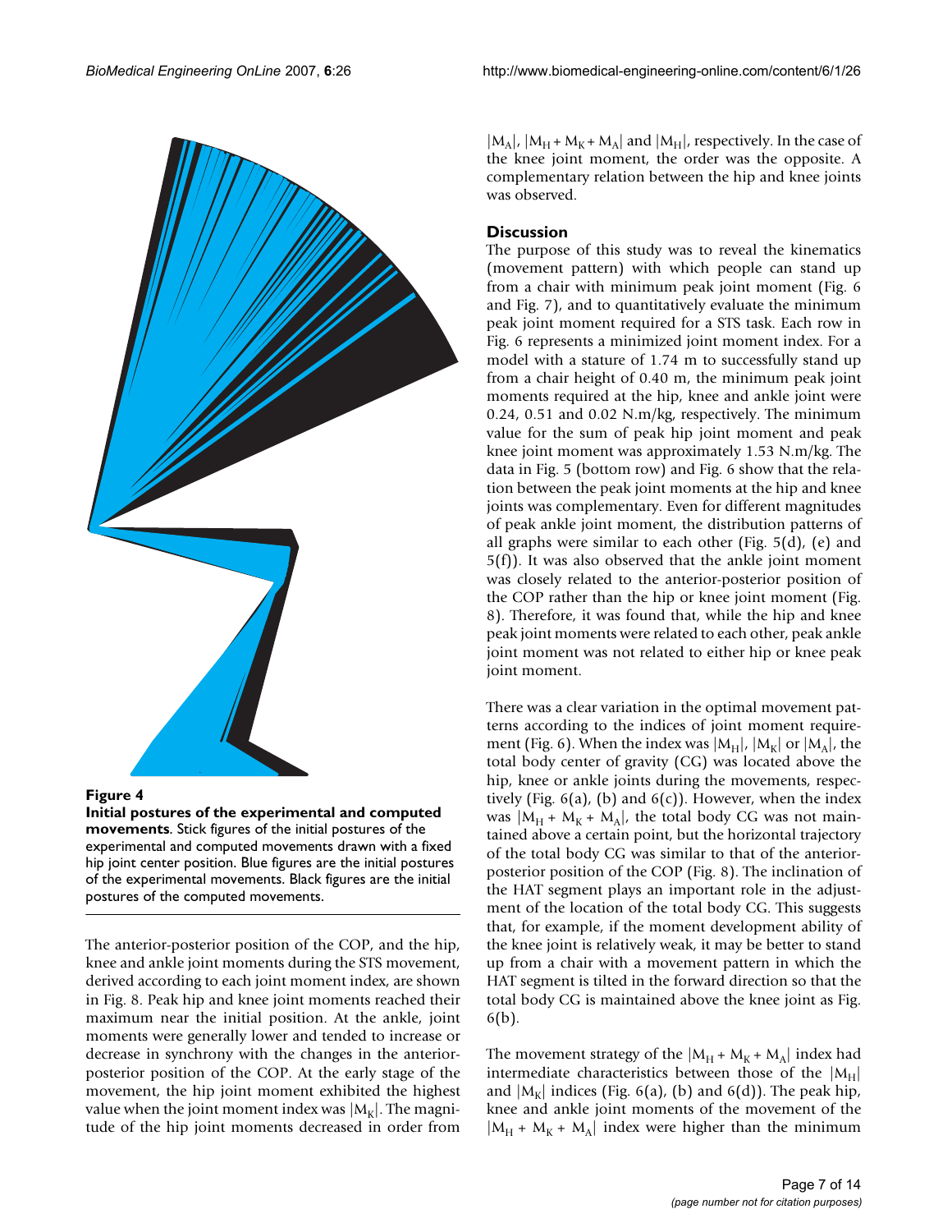**Figure 4**

**Initial postures of the experimental and computed movements**. Stick figures of the initial postures of the experimental and computed movements drawn with a fixed hip joint center position. Blue figures are the initial postures of the experimental movements. Black figures are the initial postures of the computed movements.

The anterior-posterior position of the COP, and the hip, knee and ankle joint moments during the STS movement, derived according to each joint moment index, are shown in Fig. 8. Peak hip and knee joint moments reached their maximum near the initial position. At the ankle, joint moments were generally lower and tended to increase or decrease in synchrony with the changes in the anterior-posterior position of the COP. At the early stage of the movement, the hip joint moment exhibited the highest value when the joint moment index was $|M_K|$. The magnitude of the hip joint moments decreased in order from $|M_A|$, $|M_H + M_K + M_A|$ and $|M_H|$, respectively. In the case of the knee joint moment, the order was the opposite. A complementary relation between the hip and knee joints was observed.

## Discussion

The purpose of this study was to reveal the kinematics (movement pattern) with which people can stand up from a chair with minimum peak joint moment (Fig. 6 and Fig. 7), and to quantitatively evaluate the minimum peak joint moment required for a STS task. Each row in Fig. 6 represents a minimized joint moment index. For a model with a stature of 1.74 m to successfully stand up from a chair height of 0.40 m, the minimum peak joint moments required at the hip, knee and ankle joint were 0.24, 0.51 and 0.02 N.m/kg, respectively. The minimum value for the sum of peak hip joint moment and peak knee joint moment was approximately 1.53 N.m/kg. The data in Fig. 5 (bottom row) and Fig. 6 show that the relation between the peak joint moments at the hip and knee joints was complementary. Even for different magnitudes of peak ankle joint moment, the distribution patterns of all graphs were similar to each other (Fig. 5(d), (e) and 5(f)). It was also observed that the ankle joint moment was closely related to the anterior-posterior position of the COP rather than the hip or knee joint moment (Fig. 8). Therefore, it was found that, while the hip and knee peak joint moments were related to each other, peak ankle joint moment was not related to either hip or knee peak joint moment.

There was a clear variation in the optimal movement patterns according to the indices of joint moment requirement (Fig. 6). When the index was $|M_H|$, $|M_K|$ or $|M_A|$, the total body center of gravity (CG) was located above the hip, knee or ankle joints during the movements, respectively (Fig. 6(a), (b) and 6(c)). However, when the index was $|M_H + M_K + M_A|$, the total body CG was not maintained above a certain point, but the horizontal trajectory of the total body CG was similar to that of the anterior-posterior position of the COP (Fig. 8). The inclination of the HAT segment plays an important role in the adjustment of the location of the total body CG. This suggests that, for example, if the moment development ability of the knee joint is relatively weak, it may be better to stand up from a chair with a movement pattern in which the HAT segment is tilted in the forward direction so that the total body CG is maintained above the knee joint as Fig. 6(b).

The movement strategy of the $|M_H + M_K + M_A|$ index had intermediate characteristics between those of the $|M_H|$ and $|M_K|$ indices (Fig. 6(a), (b) and 6(d)). The peak hip, knee and ankle joint moments of the movement of the $|M_H + M_K + M_A|$ index were higher than the minimum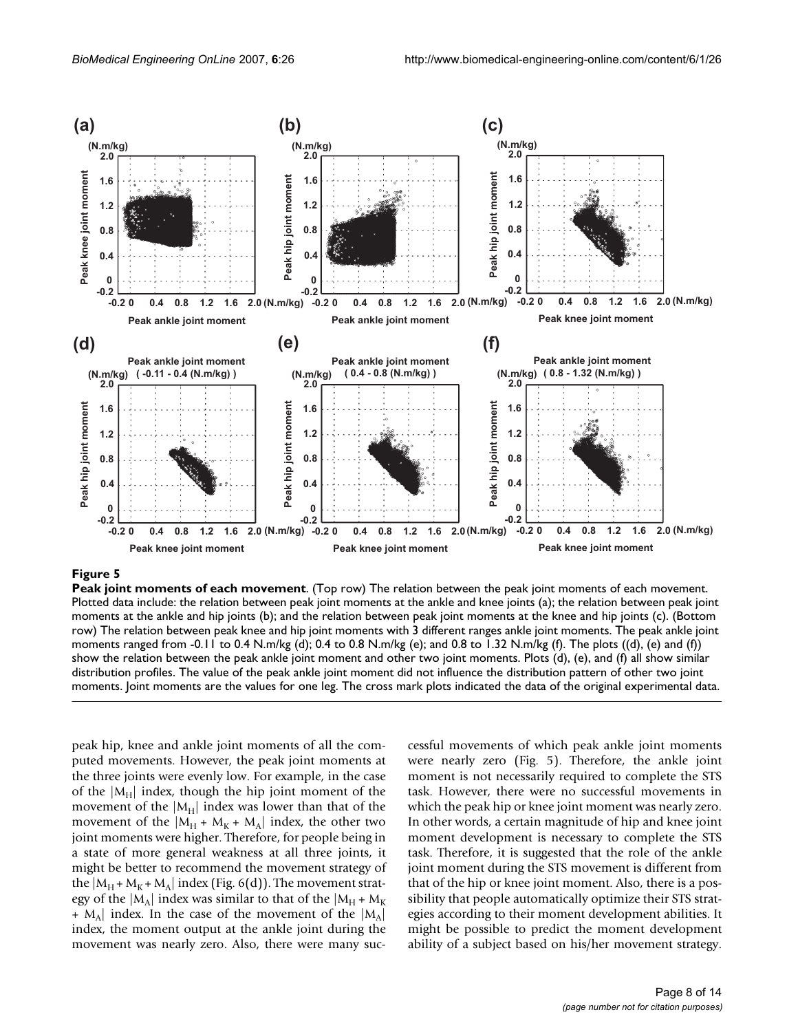**Figure 5**

**Peak joint moments of each movement**. (Top row) The relation between the peak joint moments of each movement. Plotted data include: the relation between peak joint moments at the ankle and knee joints (a); the relation between peak joint moments at the ankle and hip joints (b); and the relation between peak joint moments at the knee and hip joints (c). (Bottom row) The relation between peak knee and hip joint moments with 3 different ranges ankle joint moments. The peak ankle joint moments ranged from -0.11 to 0.4 N.m/kg (d); 0.4 to 0.8 N.m/kg (e); and 0.8 to 1.32 N.m/kg (f). The plots ((d), (e) and (f)) show the relation between the peak ankle joint moment and other two joint moments. Plots (d), (e), and (f) all show similar distribution profiles. The value of the peak ankle joint moment did not influence the distribution pattern of other two joint moments. Joint moments are the values for one leg. The cross mark plots indicated the data of the original experimental data.

peak hip, knee and ankle joint moments of all the computed movements. However, the peak joint moments at the three joints were evenly low. For example, in the case of the $|M_H|$ index, though the hip joint moment of the movement of the $|M_H|$ index was lower than that of the movement of the $|M_H + M_K + M_A|$ index, the other two joint moments were higher. Therefore, for people being in a state of more general weakness at all three joints, it might be better to recommend the movement strategy of the $|M_H + M_K + M_A|$ index (Fig. 6(d)). The movement strategy of the $|M_A|$ index was similar to that of the $|M_H + M_K + M_A|$ index. In the case of the movement of the $|M_A|$ index, the moment output at the ankle joint during the movement was nearly zero. Also, there were many successful movements of which peak ankle joint moments were nearly zero (Fig. 5). Therefore, the ankle joint moment is not necessarily required to complete the STS task. However, there were no successful movements in which the peak hip or knee joint moment was nearly zero. In other words, a certain magnitude of hip and knee joint moment development is necessary to complete the STS task. Therefore, it is suggested that the role of the ankle joint moment during the STS movement is different from that of the hip or knee joint moment. Also, there is a possibility that people automatically optimize their STS strategies according to their moment development abilities. It might be possible to predict the moment development ability of a subject based on his/her movement strategy.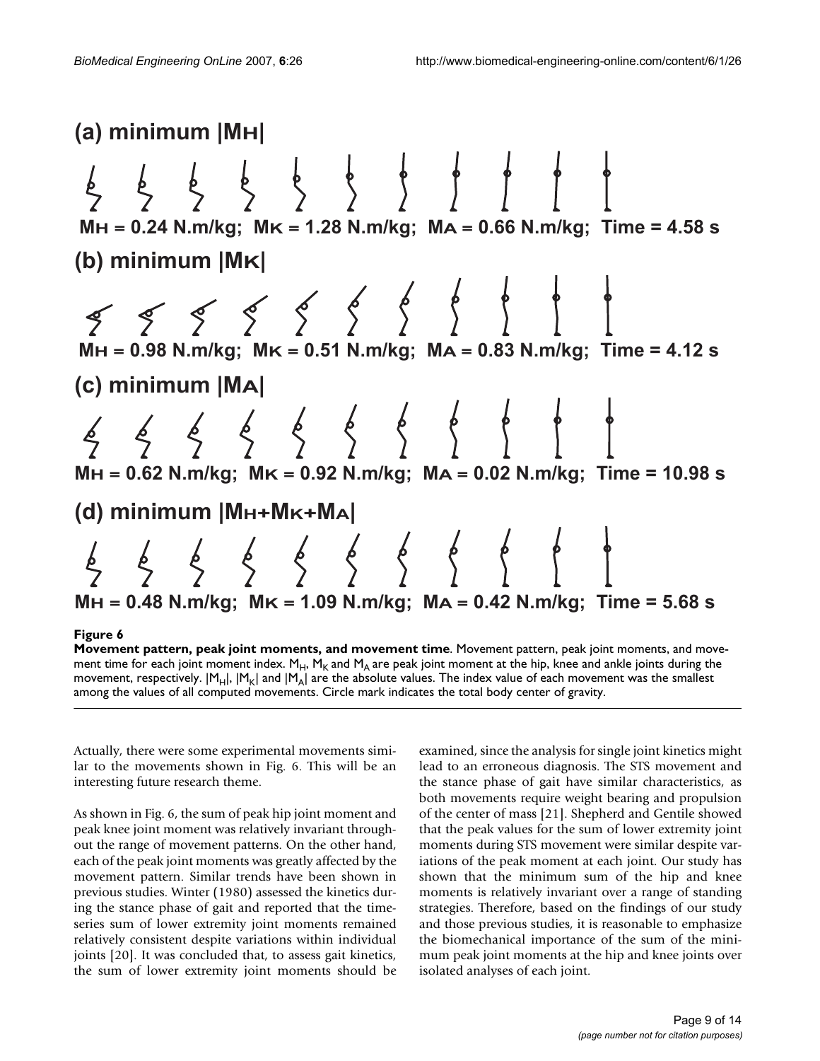**(a) minimum |MH|**

MH = 0.24 N.m/kg; MK = 1.28 N.m/kg; MA = 0.66 N.m/kg; Time = 4.58 s

**(b) minimum |MK|**

MH = 0.98 N.m/kg; MK = 0.51 N.m/kg; MA = 0.83 N.m/kg; Time = 4.12 s

**(c) minimum |MA|**

MH = 0.62 N.m/kg; MK = 0.92 N.m/kg; MA = 0.02 N.m/kg; Time = 10.98 s

**(d) minimum |MH+MK+MA|**

MH = 0.48 N.m/kg; MK = 1.09 N.m/kg; MA = 0.42 N.m/kg; Time = 5.68 s

**Figure 6**

**Movement pattern, peak joint moments, and movement time**. Movement pattern, peak joint moments, and movement time for each joint moment index. $M_H$, $M_K$ and $M_A$ are peak joint moment at the hip, knee and ankle joints during the movement, respectively. $|M_H|$, $|M_K|$ and $|M_A|$ are the absolute values. The index value of each movement was the smallest among the values of all computed movements. Circle mark indicates the total body center of gravity.

Actually, there were some experimental movements similar to the movements shown in Fig. 6. This will be an interesting future research theme.

As shown in Fig. 6, the sum of peak hip joint moment and peak knee joint moment was relatively invariant throughout the range of movement patterns. On the other hand, each of the peak joint moments was greatly affected by the movement pattern. Similar trends have been shown in previous studies. Winter (1980) assessed the kinetics during the stance phase of gait and reported that the time-series sum of lower extremity joint moments remained relatively consistent despite variations within individual joints [20]. It was concluded that, to assess gait kinetics, the sum of lower extremity joint moments should be examined, since the analysis for single joint kinetics might lead to an erroneous diagnosis. The STS movement and the stance phase of gait have similar characteristics, as both movements require weight bearing and propulsion of the center of mass [21]. Shepherd and Gentile showed that the peak values for the sum of lower extremity joint moments during STS movement were similar despite variations of the peak moment at each joint. Our study has shown that the minimum sum of the hip and knee moments is relatively invariant over a range of standing strategies. Therefore, based on the findings of our study and those previous studies, it is reasonable to emphasize the biomechanical importance of the sum of the minimum peak joint moments at the hip and knee joints over isolated analyses of each joint.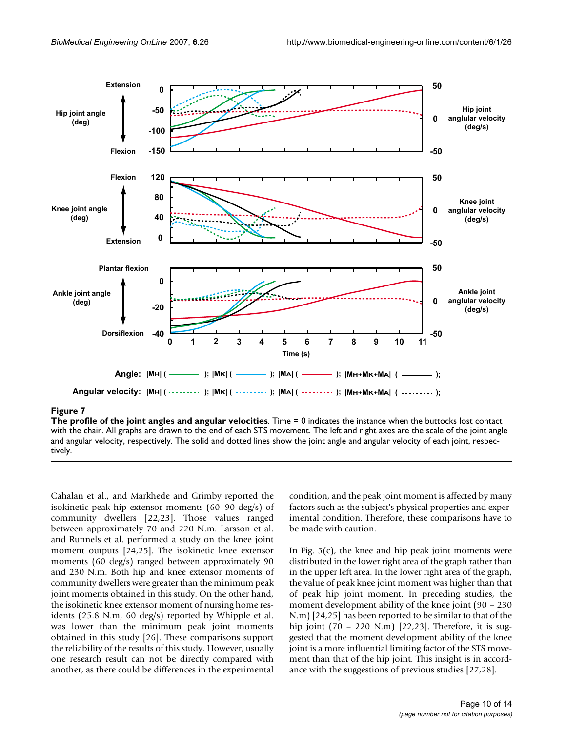**Figure 7**

**The profile of the joint angles and angular velocities**. Time = 0 indicates the instance when the buttocks lost contact with the chair. All graphs are drawn to the end of each STS movement. The left and right axes are the scale of the joint angle and angular velocity, respectively. The solid and dotted lines show the joint angle and angular velocity of each joint, respectively.

Cahalan et al., and Markhede and Grimby reported the isokinetic peak hip extensor moments (60–90 deg/s) of community dwellers [22,23]. Those values ranged between approximately 70 and 220 N.m. Larsson et al. and Runnels et al. performed a study on the knee joint moment outputs [24,25]. The isokinetic knee extensor moments (60 deg/s) ranged between approximately 90 and 230 N.m. Both hip and knee extensor moments of community dwellers were greater than the minimum peak joint moments obtained in this study. On the other hand, the isokinetic knee extensor moment of nursing home residents (25.8 N.m, 60 deg/s) reported by Whipple et al. was lower than the minimum peak joint moments obtained in this study [26]. These comparisons support the reliability of the results of this study. However, usually one research result can not be directly compared with another, as there could be differences in the experimental condition, and the peak joint moment is affected by many factors such as the subject's physical properties and experimental condition. Therefore, these comparisons have to be made with caution.

In Fig. 5(c), the knee and hip peak joint moments were distributed in the lower right area of the graph rather than in the upper left area. In the lower right area of the graph, the value of peak knee joint moment was higher than that of peak hip joint moment. In preceding studies, the moment development ability of the knee joint (90 – 230 N.m) [24,25] has been reported to be similar to that of the hip joint (70 – 220 N.m) [22,23]. Therefore, it is suggested that the moment development ability of the knee joint is a more influential limiting factor of the STS movement than that of the hip joint. This insight is in accordance with the suggestions of previous studies [27,28].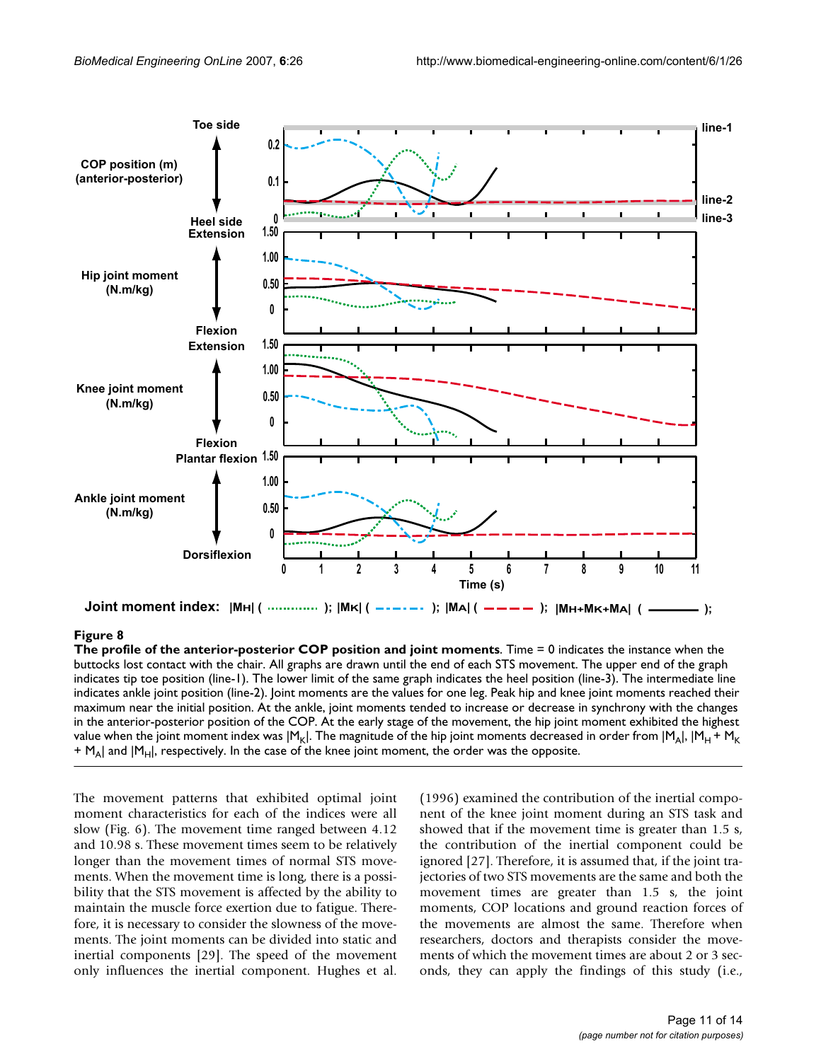**Figure 8**

**The profile of the anterior-posterior COP position and joint moments**. Time = 0 indicates the instance when the buttocks lost contact with the chair. All graphs are drawn until the end of each STS movement. The upper end of the graph indicates tip toe position (line-1). The lower limit of the same graph indicates the heel position (line-3). The intermediate line indicates ankle joint position (line-2). Joint moments are the values for one leg. Peak hip and knee joint moments reached their maximum near the initial position. At the ankle, joint moments tended to increase or decrease in synchrony with the changes in the anterior-posterior position of the COP. At the early stage of the movement, the hip joint moment exhibited the highest value when the joint moment index was $|M_K|$. The magnitude of the hip joint moments decreased in order from $|M_A|$, $|M_H + M_K + M_A|$ and $|M_H|$, respectively. In the case of the knee joint moment, the order was the opposite.

The movement patterns that exhibited optimal joint moment characteristics for each of the indices were all slow (Fig. 6). The movement time ranged between 4.12 and 10.98 s. These movement times seem to be relatively longer than the movement times of normal STS movements. When the movement time is long, there is a possibility that the STS movement is affected by the ability to maintain the muscle force exertion due to fatigue. Therefore, it is necessary to consider the slowness of the movements. The joint moments can be divided into static and inertial components [29]. The speed of the movement only influences the inertial component. Hughes et al. (1996) examined the contribution of the inertial component of the knee joint moment during an STS task and showed that if the movement time is greater than 1.5 s, the contribution of the inertial component could be ignored [27]. Therefore, it is assumed that, if the joint trajectories of two STS movements are the same and both the movement times are greater than 1.5 s, the joint moments, COP locations and ground reaction forces of the movements are almost the same. Therefore when researchers, doctors and therapists consider the movements of which the movement times are about 2 or 3 seconds, they can apply the findings of this study (i.e.,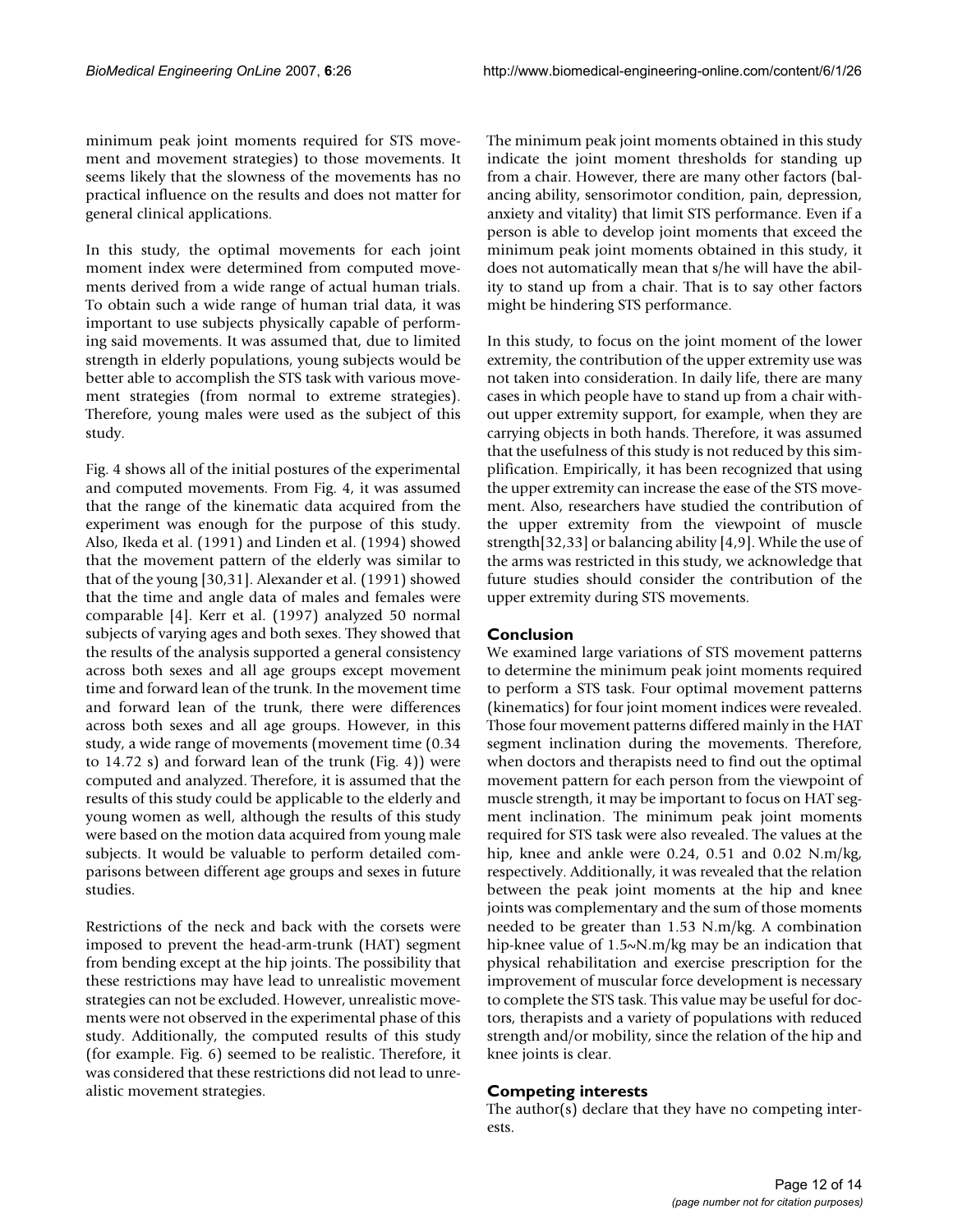minimum peak joint moments required for STS movement and movement strategies) to those movements. It seems likely that the slowness of the movements has no practical influence on the results and does not matter for general clinical applications.

In this study, the optimal movements for each joint moment index were determined from computed movements derived from a wide range of actual human trials. To obtain such a wide range of human trial data, it was important to use subjects physically capable of performing said movements. It was assumed that, due to limited strength in elderly populations, young subjects would be better able to accomplish the STS task with various movement strategies (from normal to extreme strategies). Therefore, young males were used as the subject of this study.

Fig. 4 shows all of the initial postures of the experimental and computed movements. From Fig. 4, it was assumed that the range of the kinematic data acquired from the experiment was enough for the purpose of this study. Also, Ikeda et al. (1991) and Linden et al. (1994) showed that the movement pattern of the elderly was similar to that of the young [30,31]. Alexander et al. (1991) showed that the time and angle data of males and females were comparable [4]. Kerr et al. (1997) analyzed 50 normal subjects of varying ages and both sexes. They showed that the results of the analysis supported a general consistency across both sexes and all age groups except movement time and forward lean of the trunk. In the movement time and forward lean of the trunk, there were differences across both sexes and all age groups. However, in this study, a wide range of movements (movement time (0.34 to 14.72 s) and forward lean of the trunk (Fig. 4)) were computed and analyzed. Therefore, it is assumed that the results of this study could be applicable to the elderly and young women as well, although the results of this study were based on the motion data acquired from young male subjects. It would be valuable to perform detailed comparisons between different age groups and sexes in future studies.

Restrictions of the neck and back with the corsets were imposed to prevent the head-arm-trunk (HAT) segment from bending except at the hip joints. The possibility that these restrictions may have lead to unrealistic movement strategies can not be excluded. However, unrealistic movements were not observed in the experimental phase of this study. Additionally, the computed results of this study (for example. Fig. 6) seemed to be realistic. Therefore, it was considered that these restrictions did not lead to unrealistic movement strategies.

The minimum peak joint moments obtained in this study indicate the joint moment thresholds for standing up from a chair. However, there are many other factors (balancing ability, sensorimotor condition, pain, depression, anxiety and vitality) that limit STS performance. Even if a person is able to develop joint moments that exceed the minimum peak joint moments obtained in this study, it does not automatically mean that s/he will have the ability to stand up from a chair. That is to say other factors might be hindering STS performance.

In this study, to focus on the joint moment of the lower extremity, the contribution of the upper extremity use was not taken into consideration. In daily life, there are many cases in which people have to stand up from a chair without upper extremity support, for example, when they are carrying objects in both hands. Therefore, it was assumed that the usefulness of this study is not reduced by this simplification. Empirically, it has been recognized that using the upper extremity can increase the ease of the STS movement. Also, researchers have studied the contribution of the upper extremity from the viewpoint of muscle strength[32,33] or balancing ability [4,9]. While the use of the arms was restricted in this study, we acknowledge that future studies should consider the contribution of the upper extremity during STS movements.

## Conclusion

We examined large variations of STS movement patterns to determine the minimum peak joint moments required to perform a STS task. Four optimal movement patterns (kinematics) for four joint moment indices were revealed. Those four movement patterns differed mainly in the HAT segment inclination during the movements. Therefore, when doctors and therapists need to find out the optimal movement pattern for each person from the viewpoint of muscle strength, it may be important to focus on HAT segment inclination. The minimum peak joint moments required for STS task were also revealed. The values at the hip, knee and ankle were 0.24, 0.51 and 0.02 N.m/kg, respectively. Additionally, it was revealed that the relation between the peak joint moments at the hip and knee joints was complementary and the sum of those moments needed to be greater than 1.53 N.m/kg. A combination hip-knee value of 1.5~N.m/kg may be an indication that physical rehabilitation and exercise prescription for the improvement of muscular force development is necessary to complete the STS task. This value may be useful for doctors, therapists and a variety of populations with reduced strength and/or mobility, since the relation of the hip and knee joints is clear.

## Competing interests

The author(s) declare that they have no competing interests.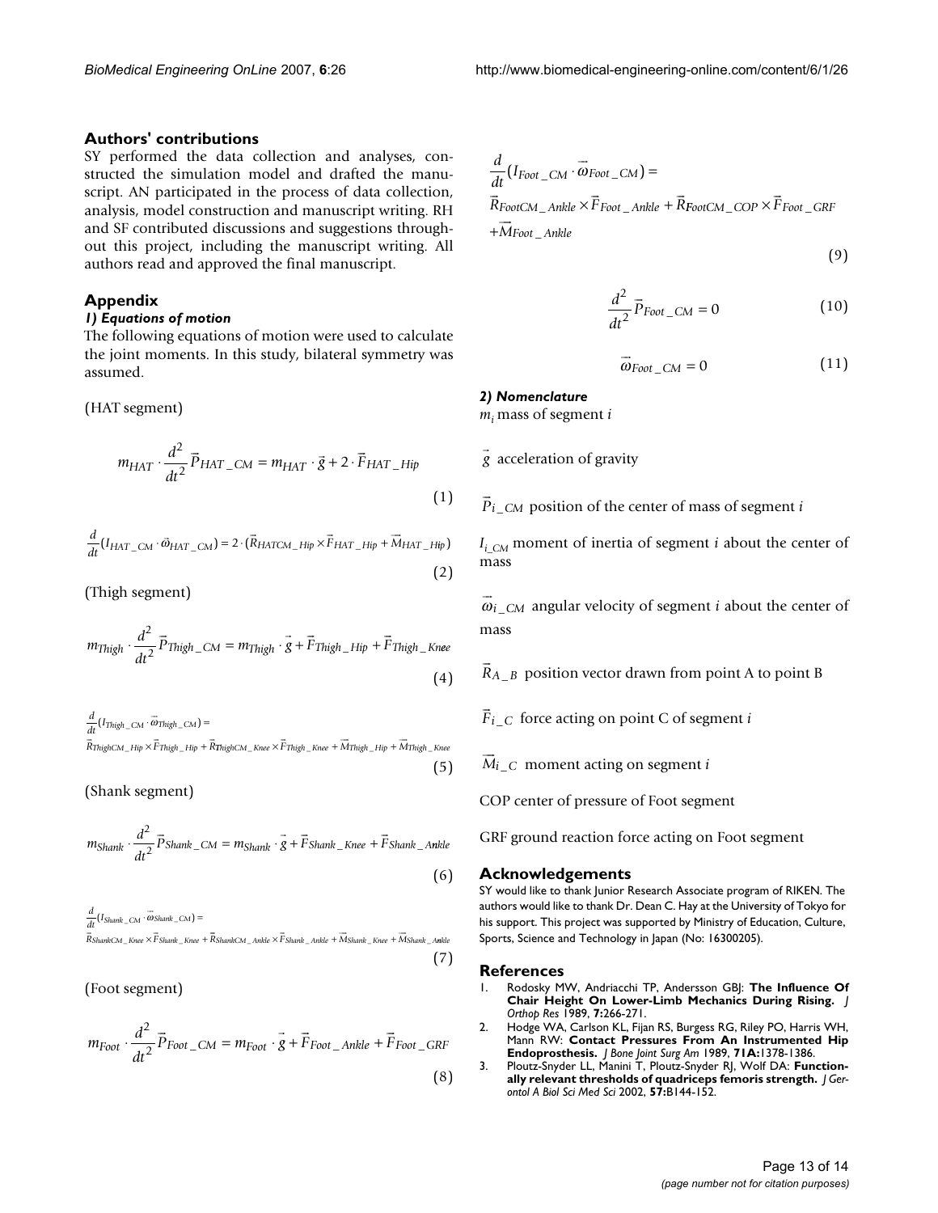## Authors' contributions

SY performed the data collection and analyses, constructed the simulation model and drafted the manuscript. AN participated in the process of data collection, analysis, model construction and manuscript writing. RH and SF contributed discussions and suggestions throughout this project, including the manuscript writing. All authors read and approved the final manuscript.

## Appendix

### *1) Equations of motion*

The following equations of motion were used to calculate the joint moments. In this study, bilateral symmetry was assumed.

(HAT segment)

$$m_{HAT} \cdot \frac{d^2}{dt^2}\vec{P}_{HAT\_CM} = m_{HAT} \cdot \vec{g} + 2 \cdot \vec{F}_{HAT\_Hip} \tag{1}$$

$$\frac{d}{dt}(I_{HAT\_CM} \cdot \vec{\omega}_{HAT\_CM}) = 2 \cdot (\vec{R}_{HATCM\_Hip} \times \vec{F}_{HAT\_Hip} + \vec{M}_{HAT\_Hip}) \tag{2}$$

(Thigh segment)

$$m_{Thigh} \cdot \frac{d^2}{dt^2}\vec{P}_{Thigh\_CM} = m_{Thigh} \cdot \vec{g} + \vec{F}_{Thigh\_Hip} + \vec{F}_{Thigh\_Knee} \tag{4}$$

$$\frac{d}{dt}(I_{Thigh\_CM} \cdot \vec{\omega}_{Thigh\_CM}) = \vec{R}_{ThighCM\_Hip} \times \vec{F}_{Thigh\_Hip} + \vec{R}_{ThighCM\_Knee} \times \vec{F}_{Thigh\_Knee} + \vec{M}_{Thigh\_Hip} + \vec{M}_{Thigh\_Knee} \tag{5}$$

(Shank segment)

$$m_{Shank} \cdot \frac{d^2}{dt^2}\vec{P}_{Shank\_CM} = m_{Shank} \cdot \vec{g} + \vec{F}_{Shank\_Knee} + \vec{F}_{Shank\_Ankle} \tag{6}$$

$$\frac{d}{dt}(I_{Shank\_CM} \cdot \vec{\omega}_{Shank\_CM}) = \vec{R}_{ShankCM\_Knee} \times \vec{F}_{Shank\_Knee} + \vec{R}_{ShankCM\_Ankle} \times \vec{F}_{Shank\_Ankle} + \vec{M}_{Shank\_Knee} + \vec{M}_{Shank\_Ankle} \tag{7}$$

(Foot segment)

$$m_{Foot} \cdot \frac{d^2}{dt^2}\vec{P}_{Foot\_CM} = m_{Foot} \cdot \vec{g} + \vec{F}_{Foot\_Ankle} + \vec{F}_{Foot\_GRF} \tag{8}$$

$$\frac{d}{dt}(I_{Foot\_CM} \cdot \vec{\omega}_{Foot\_CM}) = \vec{R}_{FootCM\_Ankle} \times \vec{F}_{Foot\_Ankle} + \vec{R}_{FootCM\_COP} \times \vec{F}_{Foot\_GRF} + \vec{M}_{Foot\_Ankle} \tag{9}$$

$$\frac{d^2}{dt^2}\vec{P}_{Foot\_CM} = 0 \tag{10}$$

$$\vec{\omega}_{Foot\_CM} = 0 \tag{11}$$

### *2) Nomenclature*

$m_i$ mass of segment *i*

$\vec{g}$ acceleration of gravity

$\vec{P}_{i\_CM}$ position of the center of mass of segment *i*

$I_{i\_CM}$ moment of inertia of segment *i* about the center of mass

$\vec{\omega}_{i\_CM}$ angular velocity of segment *i* about the center of mass

$\vec{R}_{A\_B}$ position vector drawn from point A to point B

$\vec{F}_{i\_C}$ force acting on point C of segment *i*

$\vec{M}_{i\_C}$ moment acting on segment *i*

COP center of pressure of Foot segment

GRF ground reaction force acting on Foot segment

## Acknowledgements

SY would like to thank Junior Research Associate program of RIKEN. The authors would like to thank Dr. Dean C. Hay at the University of Tokyo for his support. This project was supported by Ministry of Education, Culture, Sports, Science and Technology in Japan (No: 16300205).

## References

1. Rodosky MW, Andriacchi TP, Andersson GBJ: **The Influence Of Chair Height On Lower-Limb Mechanics During Rising.** *J Orthop Res* 1989, **7:**266-271.
2. Hodge WA, Carlson KL, Fijan RS, Burgess RG, Riley PO, Harris WH, Mann RW: **Contact Pressures From An Instrumented Hip Endoprosthesis.** *J Bone Joint Surg Am* 1989, **71A:**1378-1386.
3. Ploutz-Snyder LL, Manini T, Ploutz-Snyder RJ, Wolf DA: **Functionally relevant thresholds of quadriceps femoris strength.** *J Gerontol A Biol Sci Med Sci* 2002, **57:**B144-152.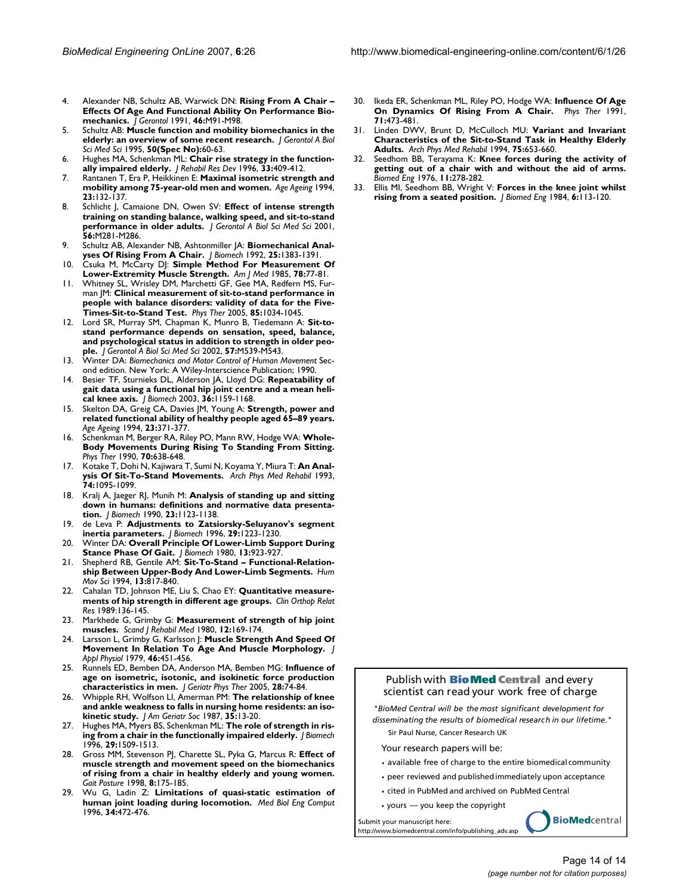4. Alexander NB, Schultz AB, Warwick DN: **Rising From A Chair – Effects Of Age And Functional Ability On Performance Biomechanics.** *J Gerontol* 1991, **46:**M91-M98.
5. Schultz AB: **Muscle function and mobility biomechanics in the elderly: an overview of some recent research.** *J Gerontol A Biol Sci Med Sci* 1995, **50(Spec No):**60-63.
6. Hughes MA, Schenkman ML: **Chair rise strategy in the functionally impaired elderly.** *J Rehabil Res Dev* 1996, **33:**409-412.
7. Rantanen T, Era P, Heikkinen E: **Maximal isometric strength and mobility among 75-year-old men and women.** *Age Ageing* 1994, **23:**132-137.
8. Schlicht J, Camaione DN, Owen SV: **Effect of intense strength training on standing balance, walking speed, and sit-to-stand performance in older adults.** *J Gerontol A Biol Sci Med Sci* 2001, **56:**M281-M286.
9. Schultz AB, Alexander NB, Ashtonmiller JA: **Biomechanical Analyses Of Rising From A Chair.** *J Biomech* 1992, **25:**1383-1391.
10. Csuka M, McCarty DJ: **Simple Method For Measurement Of Lower-Extremity Muscle Strength.** *Am J Med* 1985, **78:**77-81.
11. Whitney SL, Wrisley DM, Marchetti GF, Gee MA, Redfern MS, Furman JM: **Clinical measurement of sit-to-stand performance in people with balance disorders: validity of data for the Five-Times-Sit-to-Stand Test.** *Phys Ther* 2005, **85:**1034-1045.
12. Lord SR, Murray SM, Chapman K, Munro B, Tiedemann A: **Sit-to-stand performance depends on sensation, speed, balance, and psychological status in addition to strength in older people.** *J Gerontol A Biol Sci Med Sci* 2002, **57:**M539-M543.
13. Winter DA: *Biomechanics and Motor Control of Human Movement* Second edition. New York: A Wiley-Interscience Publication; 1990.
14. Besier TF, Sturnieks DL, Alderson JA, Lloyd DG: **Repeatability of gait data using a functional hip joint centre and a mean helical knee axis.** *J Biomech* 2003, **36:**1159-1168.
15. Skelton DA, Greig CA, Davies JM, Young A: **Strength, power and related functional ability of healthy people aged 65–89 years.** *Age Ageing* 1994, **23:**371-377.
16. Schenkman M, Berger RA, Riley PO, Mann RW, Hodge WA: **Whole-Body Movements During Rising To Standing From Sitting.** *Phys Ther* 1990, **70:**638-648.
17. Kotake T, Dohi N, Kajiwara T, Sumi N, Koyama Y, Miura T: **An Analysis Of Sit-To-Stand Movements.** *Arch Phys Med Rehabil* 1993, **74:**1095-1099.
18. Kralj A, Jaeger RJ, Munih M: **Analysis of standing up and sitting down in humans: definitions and normative data presentation.** *J Biomech* 1990, **23:**1123-1138.
19. de Leva P: **Adjustments to Zatsiorsky-Seluyanov's segment inertia parameters.** *J Biomech* 1996, **29:**1223-1230.
20. Winter DA: **Overall Principle Of Lower-Limb Support During Stance Phase Of Gait.** *J Biomech* 1980, **13:**923-927.
21. Shepherd RB, Gentile AM: **Sit-To-Stand – Functional-Relationship Between Upper-Body And Lower-Limb Segments.** *Hum Mov Sci* 1994, **13:**817-840.
22. Cahalan TD, Johnson ME, Liu S, Chao EY: **Quantitative measurements of hip strength in different age groups.** *Clin Orthop Relat Res* 1989:136-145.
23. Markhede G, Grimby G: **Measurement of strength of hip joint muscles.** *Scand J Rehabil Med* 1980, **12:**169-174.
24. Larsson L, Grimby G, Karlsson J: **Muscle Strength And Speed Of Movement In Relation To Age And Muscle Morphology.** *J Appl Physiol* 1979, **46:**451-456.
25. Runnels ED, Bemben DA, Anderson MA, Bemben MG: **Influence of age on isometric, isotonic, and isokinetic force production characteristics in men.** *J Geriatr Phys Ther* 2005, **28:**74-84.
26. Whipple RH, Wolfson LI, Amerman PM: **The relationship of knee and ankle weakness to falls in nursing home residents: an isokinetic study.** *J Am Geriatr Soc* 1987, **35:**13-20.
27. Hughes MA, Myers BS, Schenkman ML: **The role of strength in rising from a chair in the functionally impaired elderly.** *J Biomech* 1996, **29:**1509-1513.
28. Gross MM, Stevenson PJ, Charette SL, Pyka G, Marcus R: **Effect of muscle strength and movement speed on the biomechanics of rising from a chair in healthy elderly and young women.** *Gait Posture* 1998, **8:**175-185.
29. Wu G, Ladin Z: **Limitations of quasi-static estimation of human joint loading during locomotion.** *Med Biol Eng Comput* 1996, **34:**472-476.
30. Ikeda ER, Schenkman ML, Riley PO, Hodge WA: **Influence Of Age On Dynamics Of Rising From A Chair.** *Phys Ther* 1991, **71:**473-481.
31. Linden DWV, Brunt D, McCulloch MU: **Variant and Invariant Characteristics of the Sit-to-Stand Task in Healthy Elderly Adults.** *Arch Phys Med Rehabil* 1994, **75:**653-660.
32. Seedhom BB, Terayama K: **Knee forces during the activity of getting out of a chair with and without the aid of arms.** *Biomed Eng* 1976, **11:**278-282.
33. Ellis MI, Seedhom BB, Wright V: **Forces in the knee joint whilst rising from a seated position.** *J Biomed Eng* 1984, **6:**113-120.

Publish with **BioMed Central** and every scientist can read your work free of charge

*"BioMed Central will be the most significant development for disseminating the results of biomedical research in our lifetime."*
Sir Paul Nurse, Cancer Research UK

Your research papers will be:

- available free of charge to the entire biomedical community
- peer reviewed and published immediately upon acceptance
- cited in PubMed and archived on PubMed Central
- yours — you keep the copyright

Submit your manuscript here:
http://www.biomedcentral.com/info/publishing_adv.asp

**BioMed**central